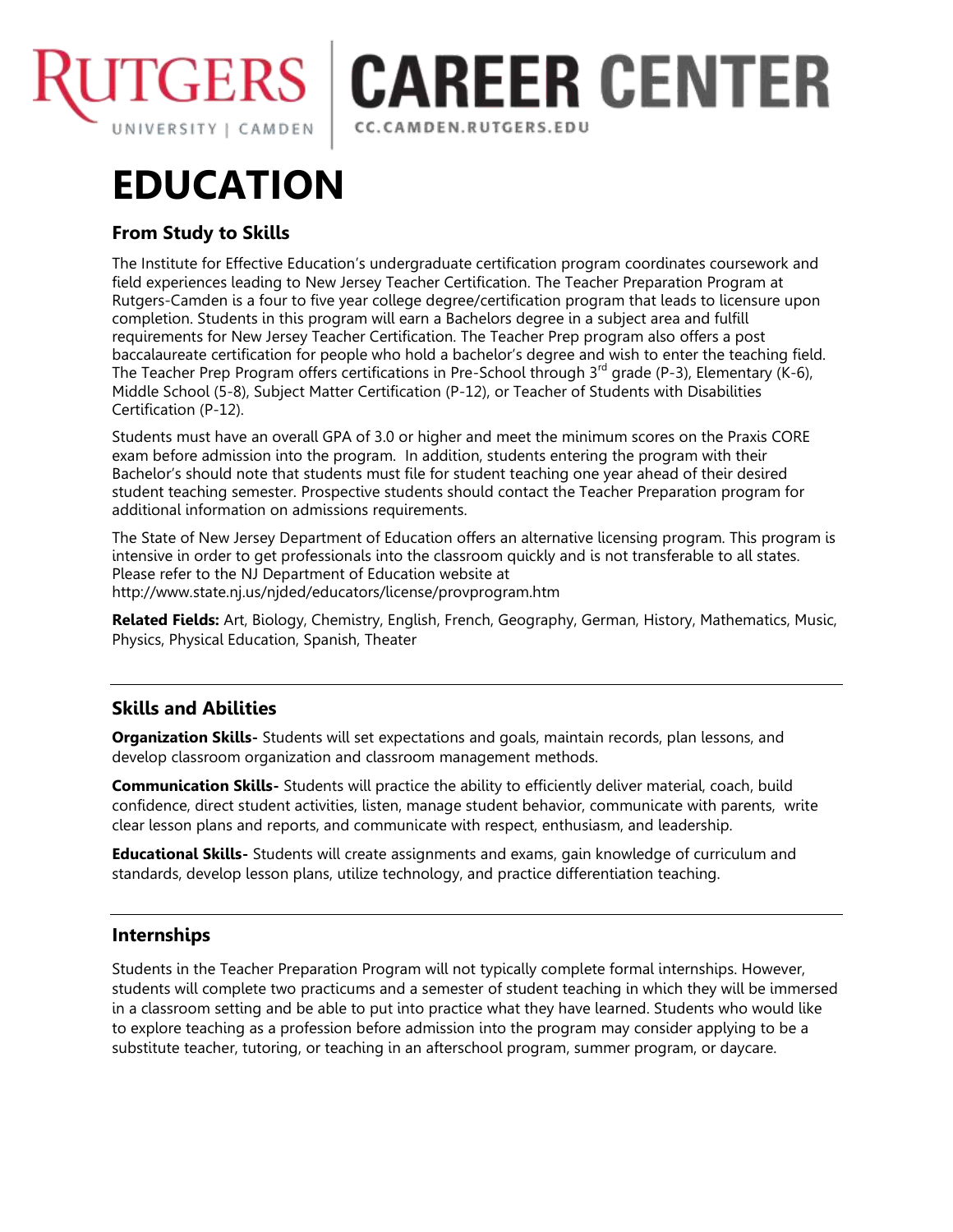RUTGERS UNIVERSITY | CAMDEN | CAREER CENTER CC.CAMDEN.RUTGERS.EDU

# EDUCATION

## From Study to Skills

The Institute for Effective Education's undergraduate certification program coordinates coursework and field experiences leading to New Jersey Teacher Certification. The Teacher Preparation Program at Rutgers-Camden is a four to five year college degree/certification program that leads to licensure upon completion. Students in this program will earn a Bachelors degree in a subject area and fulfill requirements for New Jersey Teacher Certification. The Teacher Prep program also offers a post baccalaureate certification for people who hold a bachelor's degree and wish to enter the teaching field. The Teacher Prep Program offers certifications in Pre-School through 3rd grade (P-3), Elementary (K-6), Middle School (5-8), Subject Matter Certification (P-12), or Teacher of Students with Disabilities Certification (P-12).

Students must have an overall GPA of 3.0 or higher and meet the minimum scores on the Praxis CORE exam before admission into the program. In addition, students entering the program with their Bachelor's should note that students must file for student teaching one year ahead of their desired student teaching semester. Prospective students should contact the Teacher Preparation program for additional information on admissions requirements.

The State of New Jersey Department of Education offers an alternative licensing program. This program is intensive in order to get professionals into the classroom quickly and is not transferable to all states. Please refer to the NJ Department of Education website at http://www.state.nj.us/njded/educators/license/provprogram.htm

**Related Fields:** Art, Biology, Chemistry, English, French, Geography, German, History, Mathematics, Music, Physics, Physical Education, Spanish, Theater

---

## Skills and Abilities

**Organization Skills-** Students will set expectations and goals, maintain records, plan lessons, and develop classroom organization and classroom management methods.

**Communication Skills-** Students will practice the ability to efficiently deliver material, coach, build confidence, direct student activities, listen, manage student behavior, communicate with parents, write clear lesson plans and reports, and communicate with respect, enthusiasm, and leadership.

**Educational Skills-** Students will create assignments and exams, gain knowledge of curriculum and standards, develop lesson plans, utilize technology, and practice differentiation teaching.

---

## Internships

Students in the Teacher Preparation Program will not typically complete formal internships. However, students will complete two practicums and a semester of student teaching in which they will be immersed in a classroom setting and be able to put into practice what they have learned. Students who would like to explore teaching as a profession before admission into the program may consider applying to be a substitute teacher, tutoring, or teaching in an afterschool program, summer program, or daycare.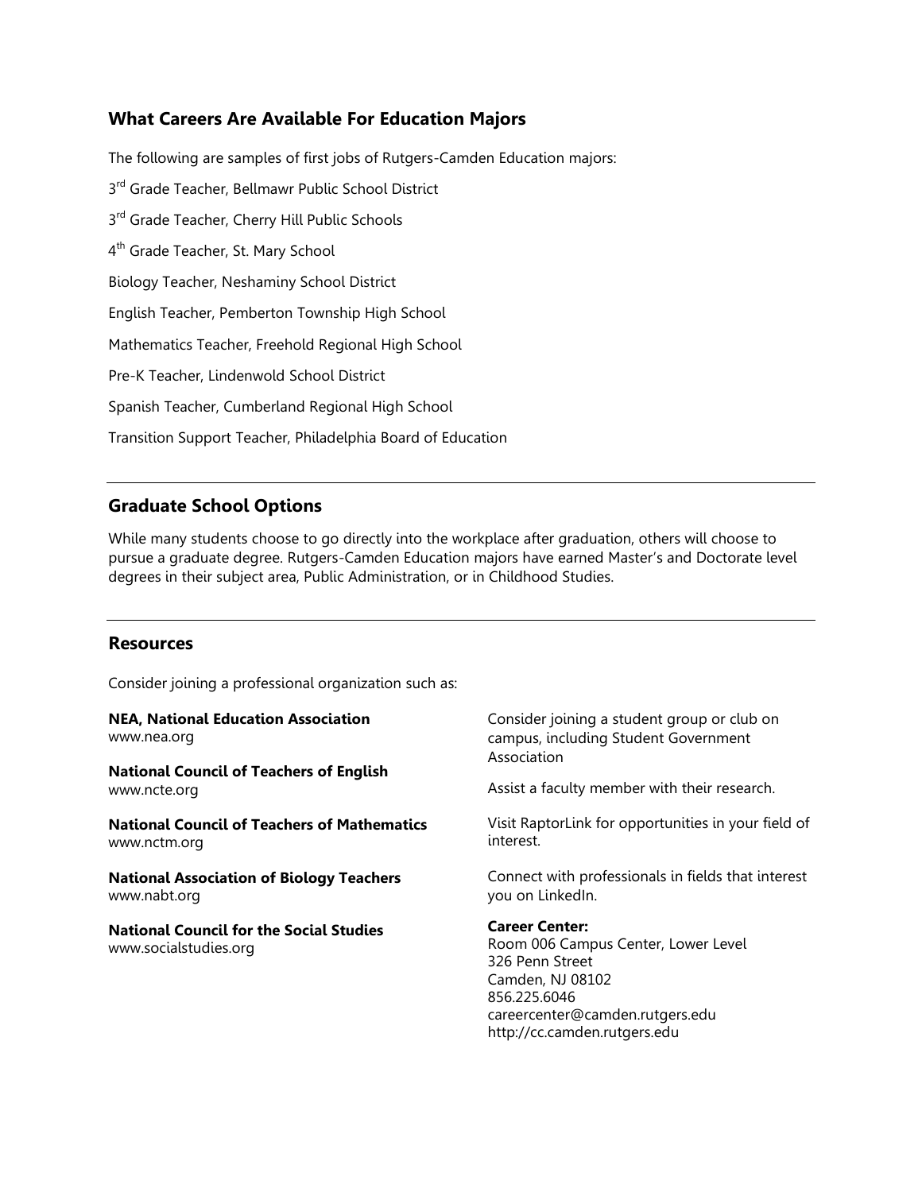## What Careers Are Available For Education Majors

The following are samples of first jobs of Rutgers-Camden Education majors:

3rd Grade Teacher, Bellmawr Public School District

3rd Grade Teacher, Cherry Hill Public Schools

4th Grade Teacher, St. Mary School

Biology Teacher, Neshaminy School District

English Teacher, Pemberton Township High School

Mathematics Teacher, Freehold Regional High School

Pre-K Teacher, Lindenwold School District

Spanish Teacher, Cumberland Regional High School

Transition Support Teacher, Philadelphia Board of Education

---

## Graduate School Options

While many students choose to go directly into the workplace after graduation, others will choose to pursue a graduate degree. Rutgers-Camden Education majors have earned Master's and Doctorate level degrees in their subject area, Public Administration, or in Childhood Studies.

---

## Resources

Consider joining a professional organization such as:

**NEA, National Education Association**
www.nea.org

**National Council of Teachers of English**
www.ncte.org

**National Council of Teachers of Mathematics**
www.nctm.org

**National Association of Biology Teachers**
www.nabt.org

**National Council for the Social Studies**
www.socialstudies.org

Consider joining a student group or club on campus, including Student Government Association

Assist a faculty member with their research.

Visit RaptorLink for opportunities in your field of interest.

Connect with professionals in fields that interest you on LinkedIn.

**Career Center:**
Room 006 Campus Center, Lower Level
326 Penn Street
Camden, NJ 08102
856.225.6046
careercenter@camden.rutgers.edu
http://cc.camden.rutgers.edu